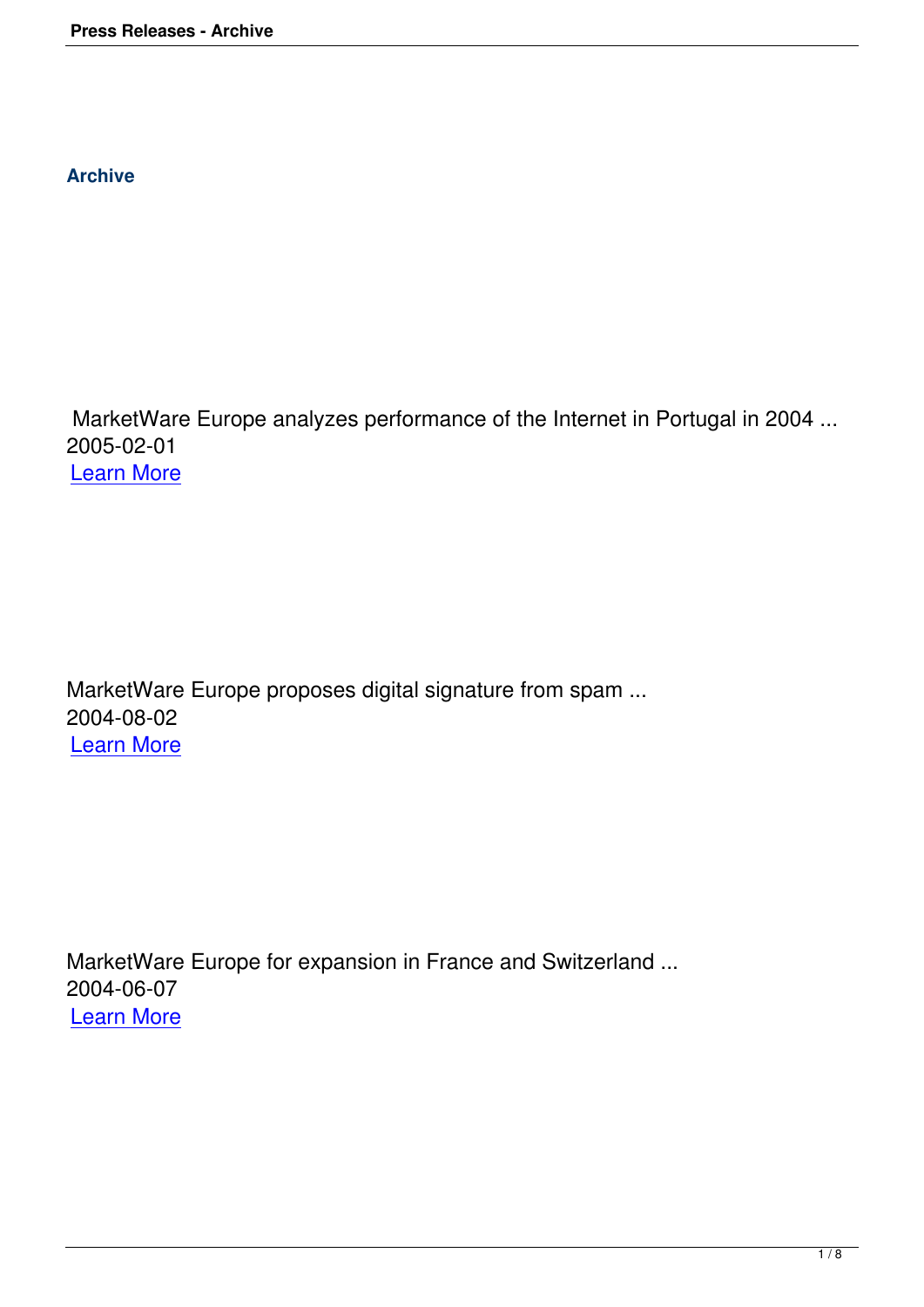## Archive

MarketWare Europe analyzes performance of the Internet in Portugal in 2004 ...
2005-02-01
Learn More

MarketWare Europe proposes digital signature from spam ...
2004-08-02
Learn More

MarketWare Europe for expansion in France and Switzerland ...
2004-06-07
Learn More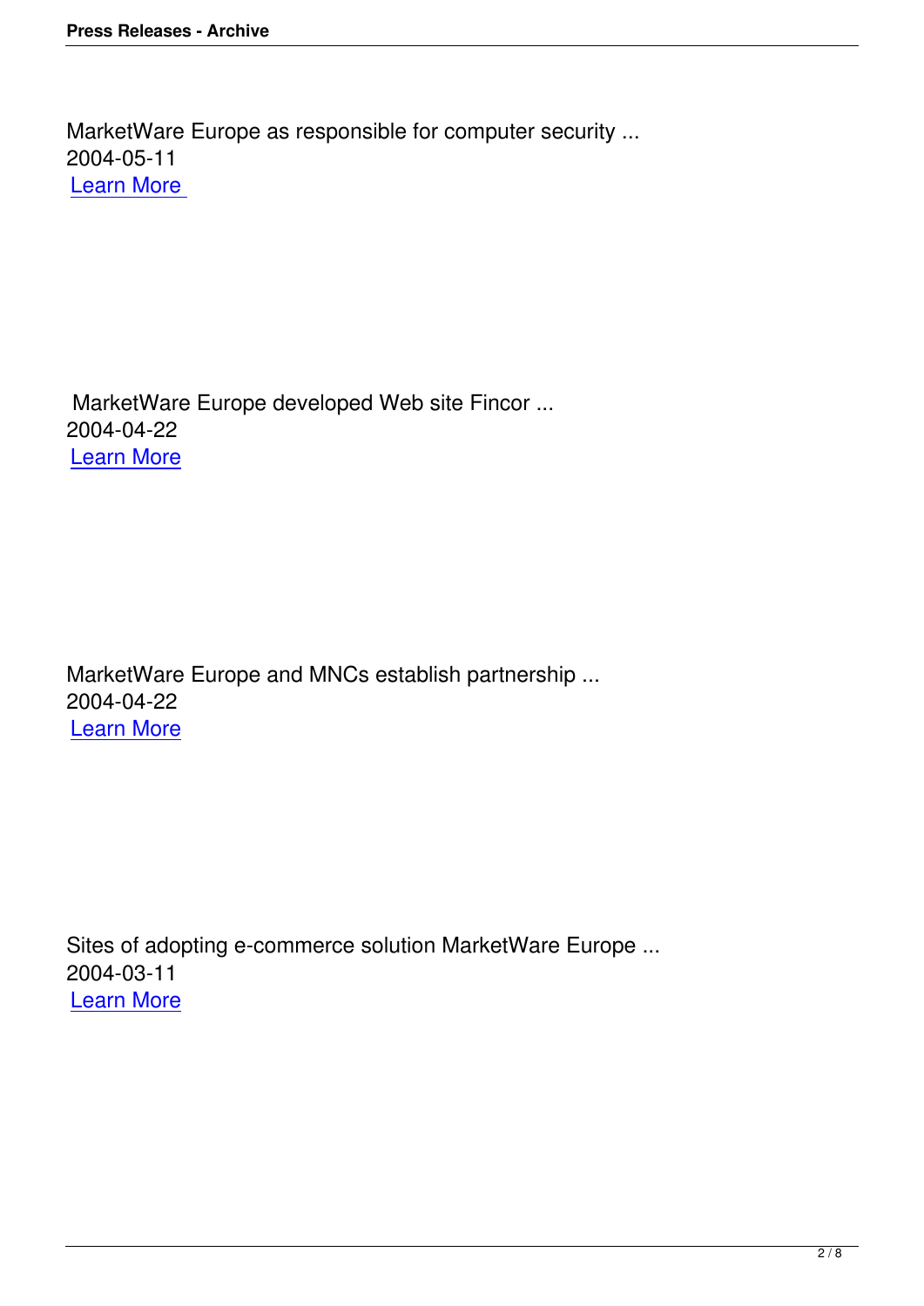MarketWare Europe as responsible for computer security ...
2004-05-11
Learn More

MarketWare Europe developed Web site Fincor ...
2004-04-22
Learn More

MarketWare Europe and MNCs establish partnership ...
2004-04-22
Learn More

Sites of adopting e-commerce solution MarketWare Europe ...
2004-03-11
Learn More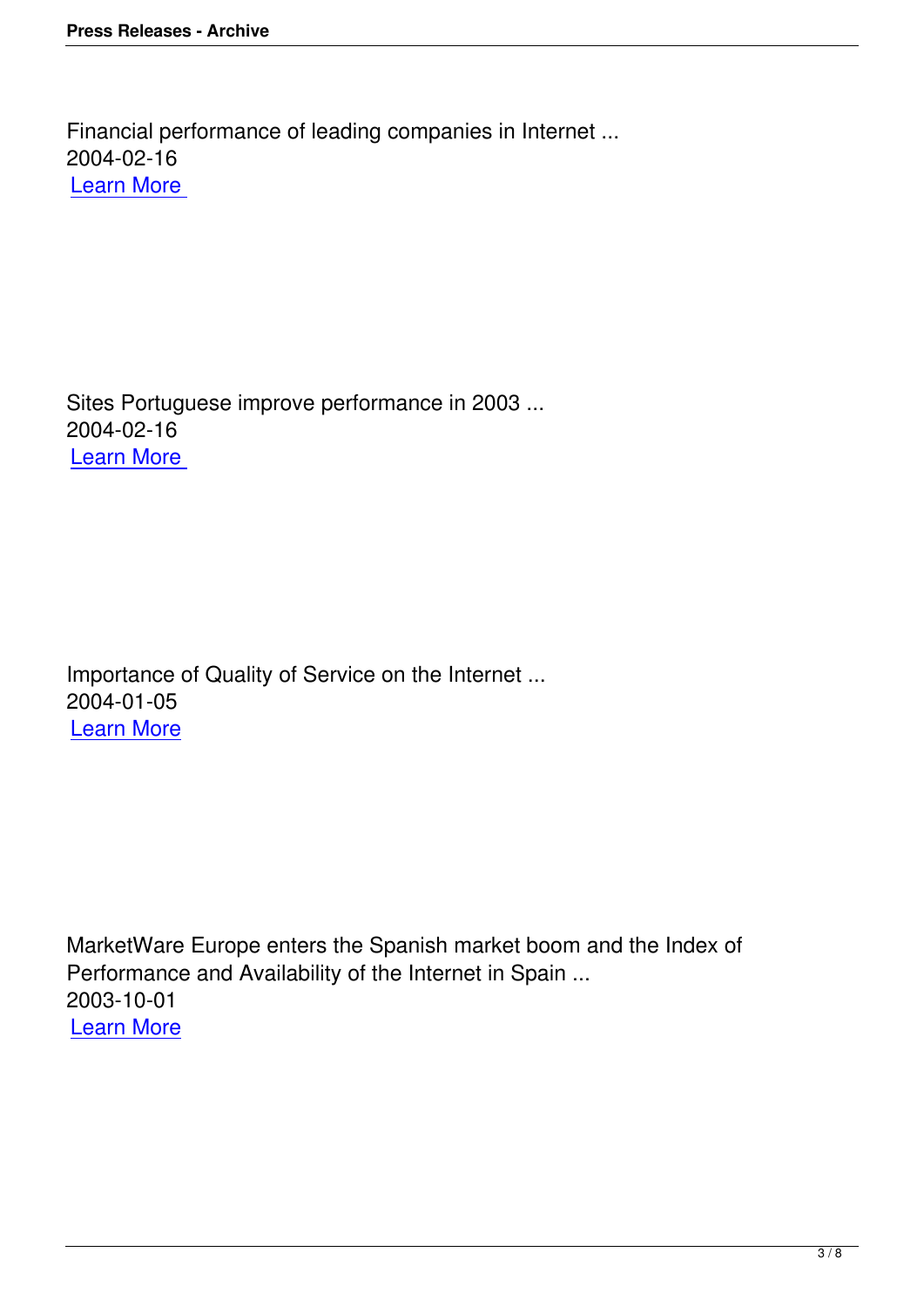Financial performance of leading companies in Internet ...
2004-02-16
Learn More

Sites Portuguese improve performance in 2003 ...
2004-02-16
Learn More

Importance of Quality of Service on the Internet ...
2004-01-05
Learn More

MarketWare Europe enters the Spanish market boom and the Index of Performance and Availability of the Internet in Spain ...
2003-10-01
Learn More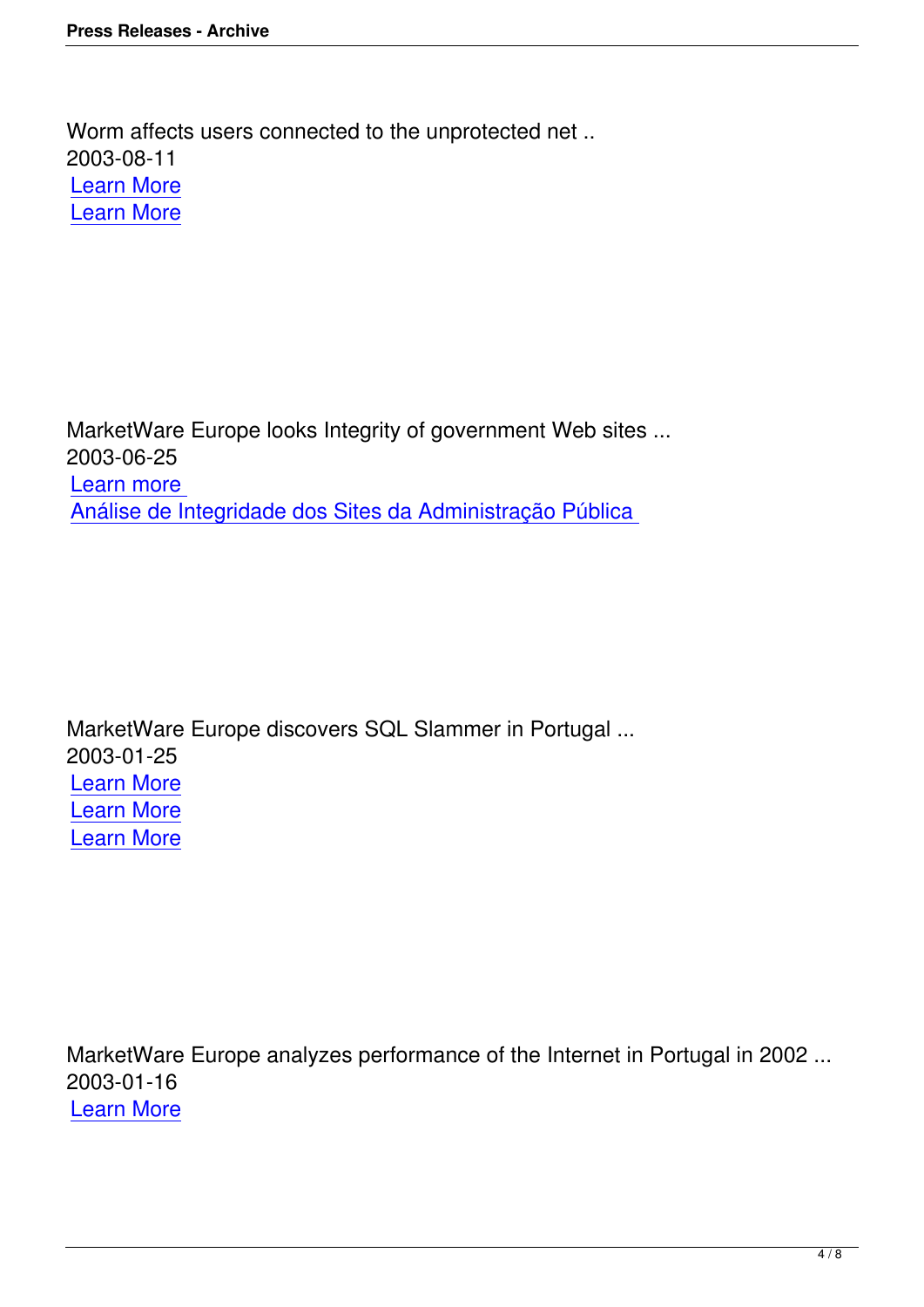Worm affects users connected to the unprotected net ..
2003-08-11
Learn More
Learn More

MarketWare Europe looks Integrity of government Web sites ...
2003-06-25
Learn more
Análise de Integridade dos Sites da Administração Pública

MarketWare Europe discovers SQL Slammer in Portugal ...
2003-01-25
Learn More
Learn More
Learn More

MarketWare Europe analyzes performance of the Internet in Portugal in 2002 ...
2003-01-16
Learn More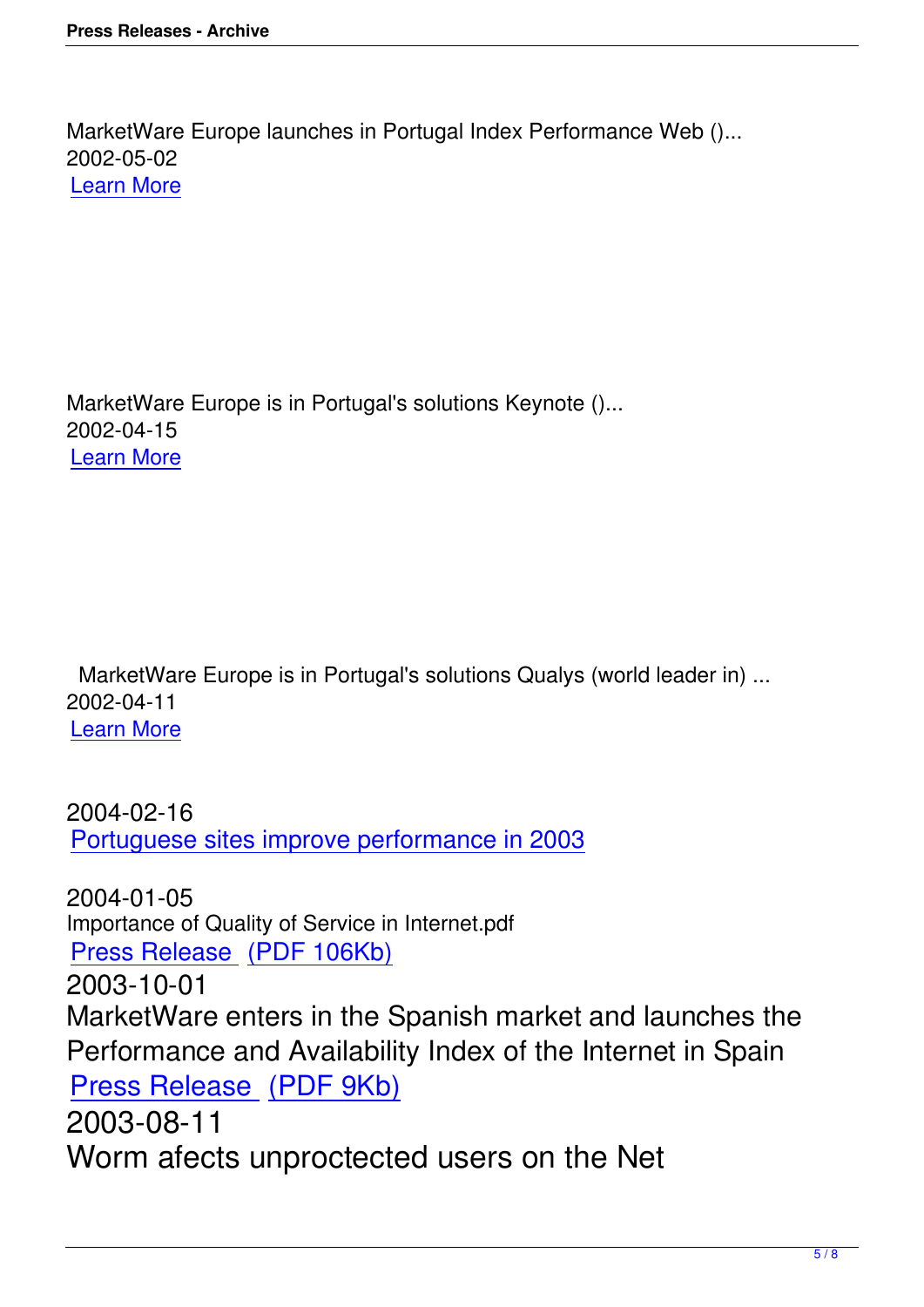MarketWare Europe launches in Portugal Index Performance Web ()...
2002-05-02
[Learn More]

MarketWare Europe is in Portugal's solutions Keynote ()...
2002-04-15
[Learn More]

MarketWare Europe is in Portugal's solutions Qualys (world leader in) ...
2002-04-11
[Learn More]

2004-02-16
[Portuguese sites improve performance in 2003]

2004-01-05
Importance of Quality of Service in Internet.pdf
[Press Release] [(PDF 106Kb)]

2003-10-01
MarketWare enters in the Spanish market and launches the Performance and Availability Index of the Internet in Spain
[Press Release] [(PDF 9Kb)]

2003-08-11
Worm afects unproctected users on the Net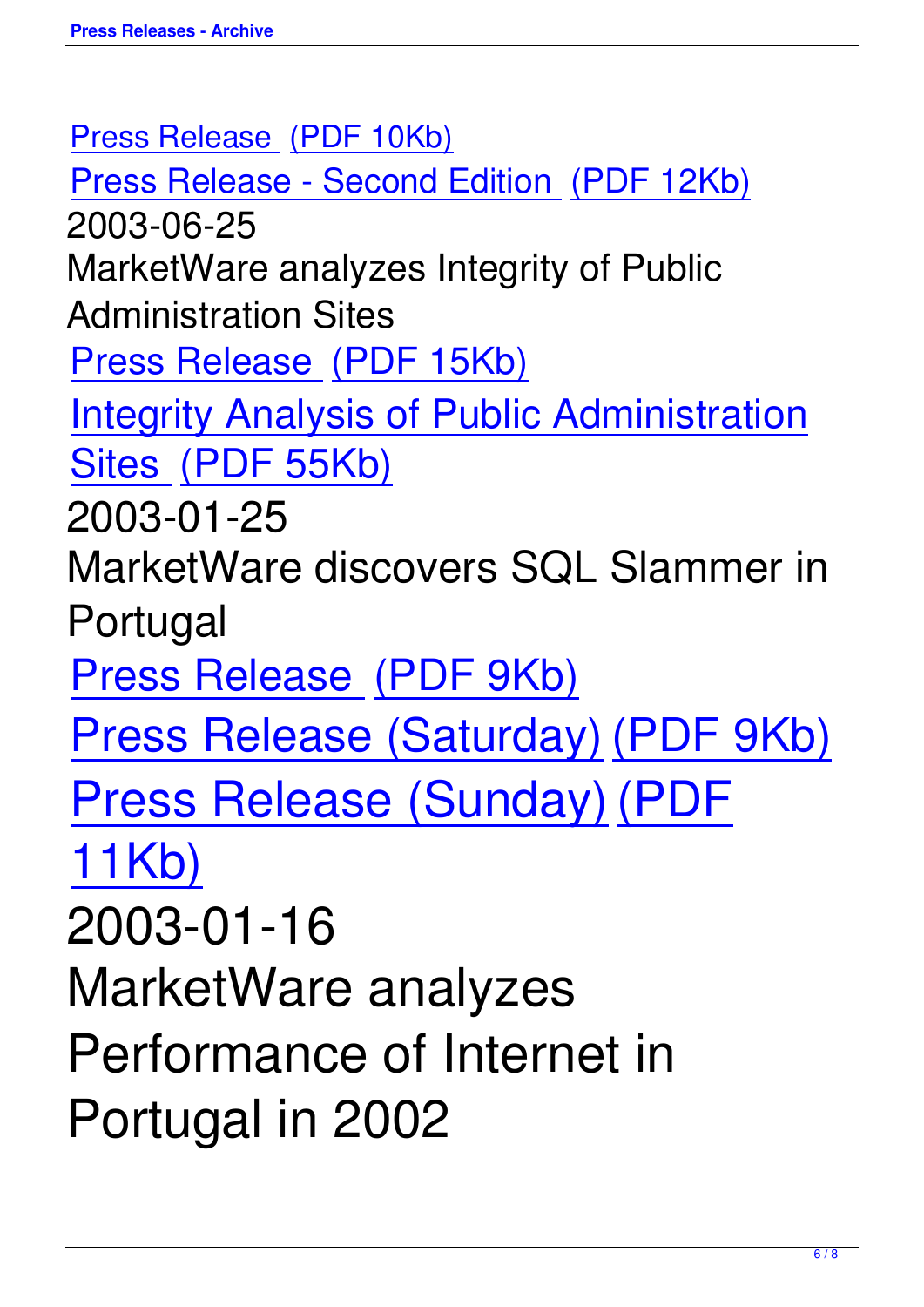Press Release (PDF 10Kb)

Press Release - Second Edition (PDF 12Kb)

2003-06-25

MarketWare analyzes Integrity of Public Administration Sites

Press Release (PDF 15Kb)

Integrity Analysis of Public Administration Sites (PDF 55Kb)

2003-01-25

MarketWare discovers SQL Slammer in Portugal

Press Release (PDF 9Kb)

Press Release (Saturday) (PDF 9Kb)

Press Release (Sunday) (PDF 11Kb)

2003-01-16

MarketWare analyzes Performance of Internet in Portugal in 2002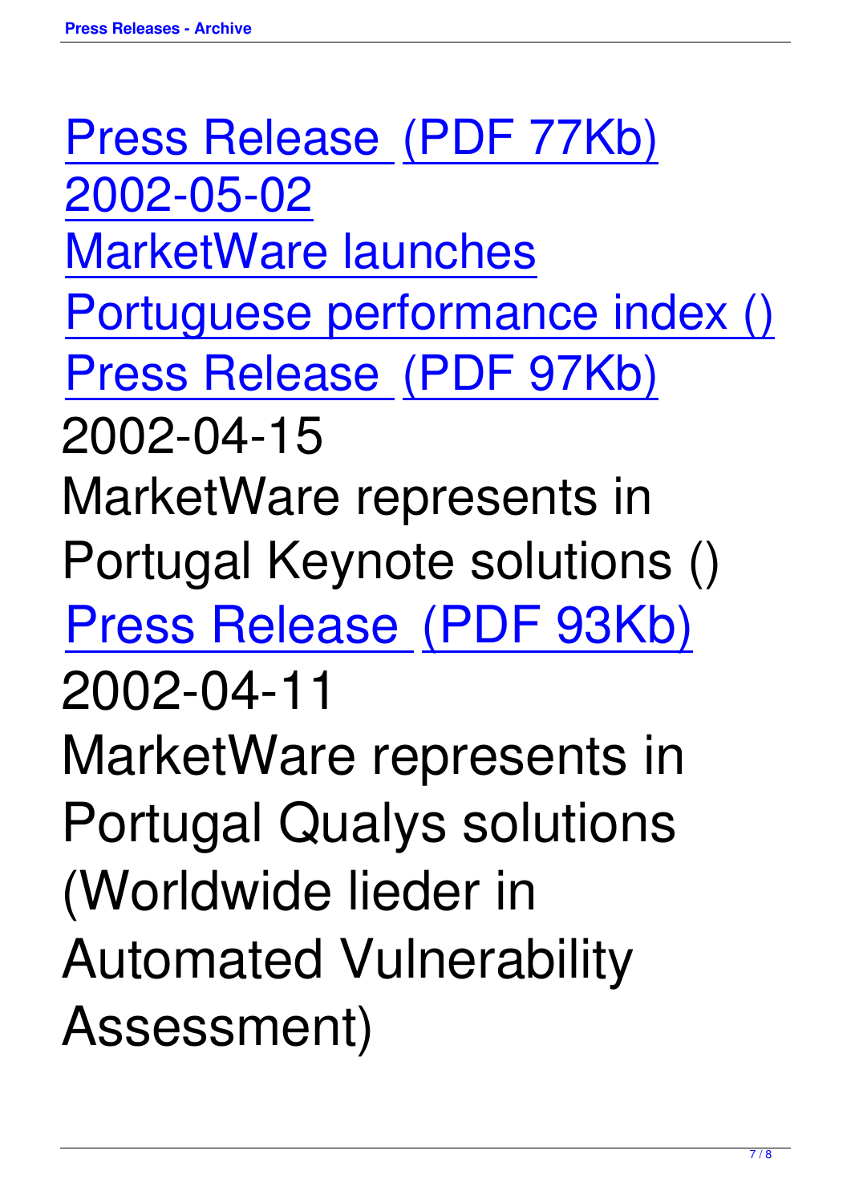Press Release (PDF 77Kb)

2002-05-02

MarketWare launches Portuguese performance index ()

Press Release (PDF 97Kb)

2002-04-15

MarketWare represents in Portugal Keynote solutions ()

Press Release (PDF 93Kb)

2002-04-11

MarketWare represents in Portugal Qualys solutions (Worldwide lieder in Automated Vulnerability Assessment)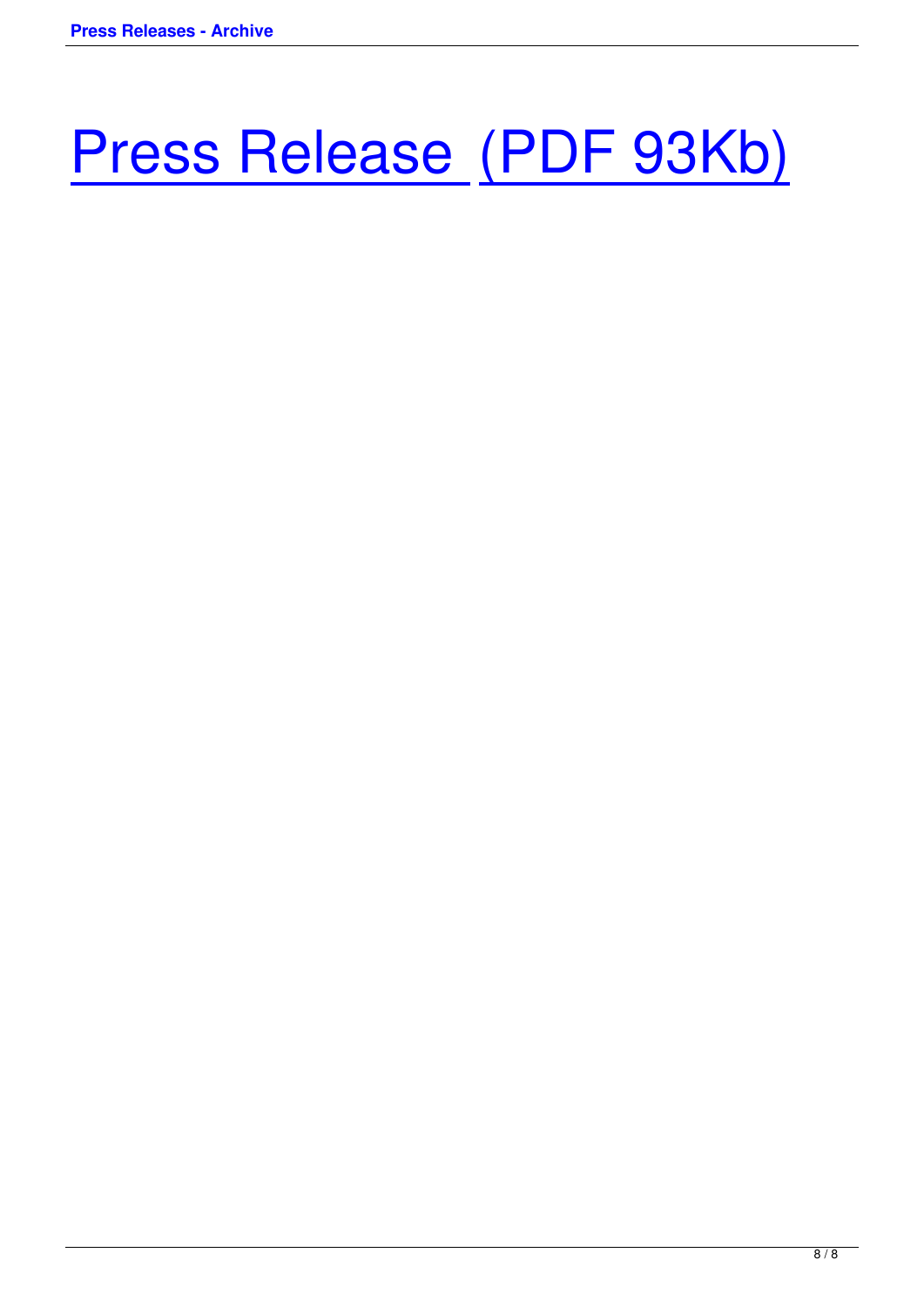Press Release (PDF 93Kb)